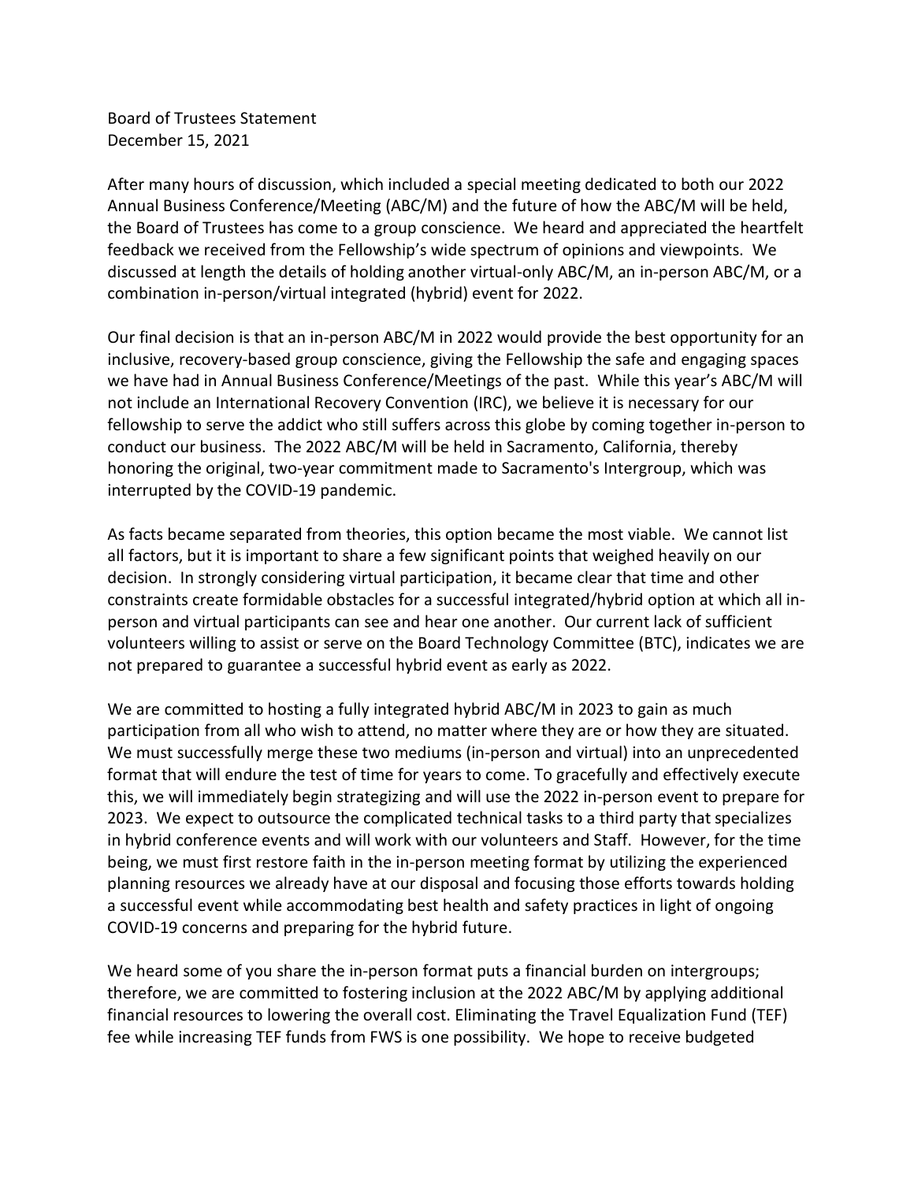Board of Trustees Statement
December 15, 2021

After many hours of discussion, which included a special meeting dedicated to both our 2022 Annual Business Conference/Meeting (ABC/M) and the future of how the ABC/M will be held, the Board of Trustees has come to a group conscience. We heard and appreciated the heartfelt feedback we received from the Fellowship's wide spectrum of opinions and viewpoints. We discussed at length the details of holding another virtual-only ABC/M, an in-person ABC/M, or a combination in-person/virtual integrated (hybrid) event for 2022.

Our final decision is that an in-person ABC/M in 2022 would provide the best opportunity for an inclusive, recovery-based group conscience, giving the Fellowship the safe and engaging spaces we have had in Annual Business Conference/Meetings of the past. While this year's ABC/M will not include an International Recovery Convention (IRC), we believe it is necessary for our fellowship to serve the addict who still suffers across this globe by coming together in-person to conduct our business. The 2022 ABC/M will be held in Sacramento, California, thereby honoring the original, two-year commitment made to Sacramento's Intergroup, which was interrupted by the COVID-19 pandemic.

As facts became separated from theories, this option became the most viable. We cannot list all factors, but it is important to share a few significant points that weighed heavily on our decision. In strongly considering virtual participation, it became clear that time and other constraints create formidable obstacles for a successful integrated/hybrid option at which all in-person and virtual participants can see and hear one another. Our current lack of sufficient volunteers willing to assist or serve on the Board Technology Committee (BTC), indicates we are not prepared to guarantee a successful hybrid event as early as 2022.

We are committed to hosting a fully integrated hybrid ABC/M in 2023 to gain as much participation from all who wish to attend, no matter where they are or how they are situated. We must successfully merge these two mediums (in-person and virtual) into an unprecedented format that will endure the test of time for years to come. To gracefully and effectively execute this, we will immediately begin strategizing and will use the 2022 in-person event to prepare for 2023. We expect to outsource the complicated technical tasks to a third party that specializes in hybrid conference events and will work with our volunteers and Staff. However, for the time being, we must first restore faith in the in-person meeting format by utilizing the experienced planning resources we already have at our disposal and focusing those efforts towards holding a successful event while accommodating best health and safety practices in light of ongoing COVID-19 concerns and preparing for the hybrid future.

We heard some of you share the in-person format puts a financial burden on intergroups; therefore, we are committed to fostering inclusion at the 2022 ABC/M by applying additional financial resources to lowering the overall cost. Eliminating the Travel Equalization Fund (TEF) fee while increasing TEF funds from FWS is one possibility. We hope to receive budgeted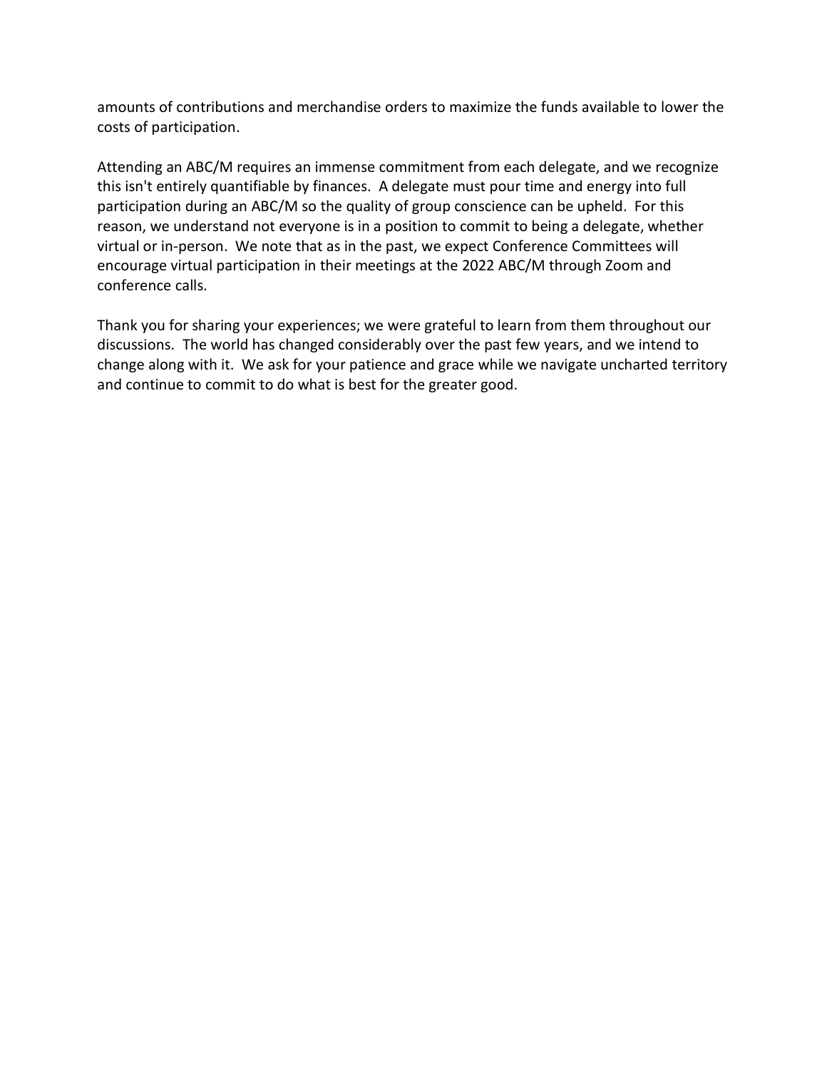amounts of contributions and merchandise orders to maximize the funds available to lower the costs of participation.

Attending an ABC/M requires an immense commitment from each delegate, and we recognize this isn't entirely quantifiable by finances. A delegate must pour time and energy into full participation during an ABC/M so the quality of group conscience can be upheld. For this reason, we understand not everyone is in a position to commit to being a delegate, whether virtual or in-person. We note that as in the past, we expect Conference Committees will encourage virtual participation in their meetings at the 2022 ABC/M through Zoom and conference calls.

Thank you for sharing your experiences; we were grateful to learn from them throughout our discussions. The world has changed considerably over the past few years, and we intend to change along with it. We ask for your patience and grace while we navigate uncharted territory and continue to commit to do what is best for the greater good.